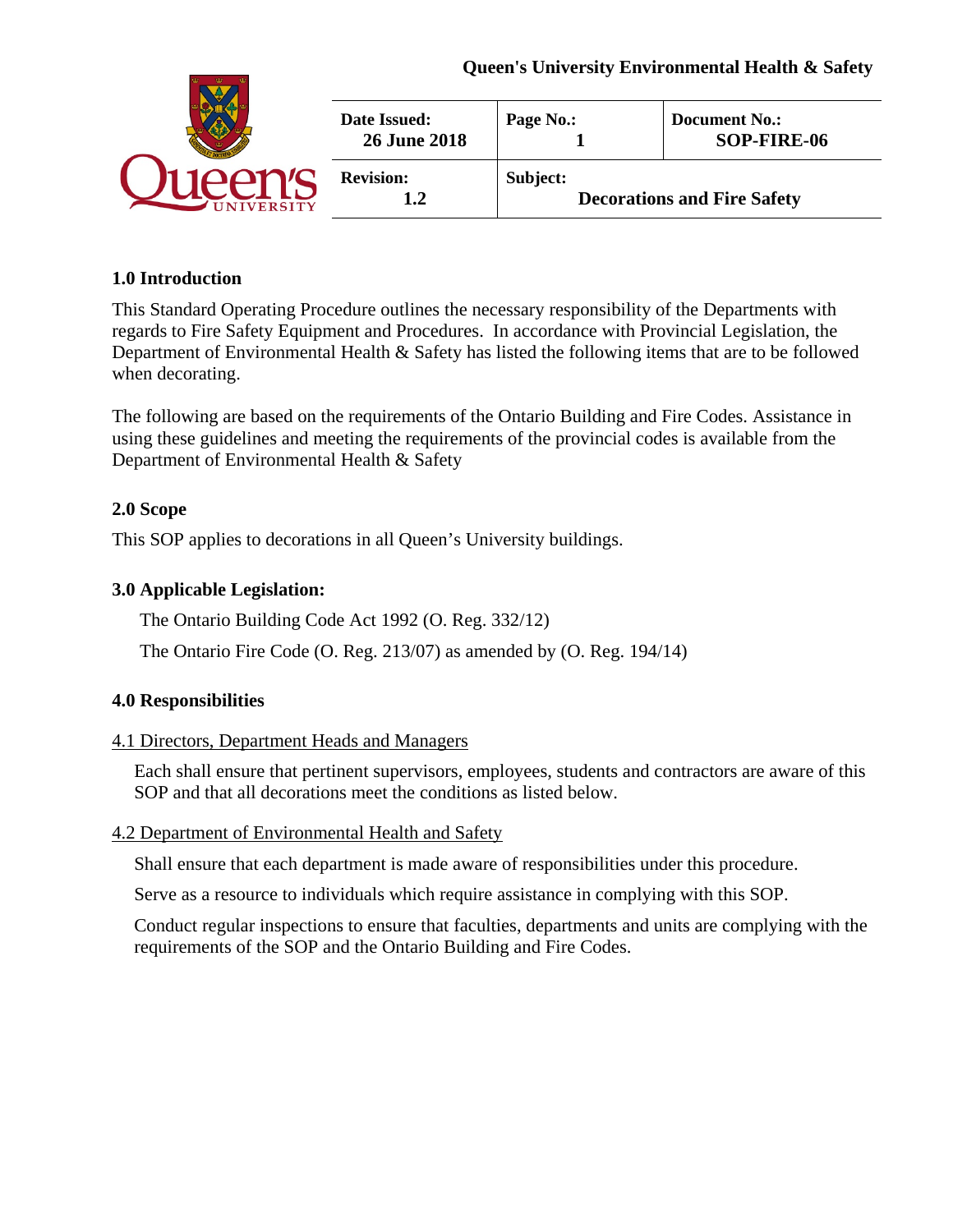**Queen's University Environmental Health & Safety**

| Date Issued: 26 June 2018 | Page No.: 1 | Document No.: SOP-FIRE-06 |
|---|---|---|
| Revision: 1.2 | Subject: Decorations and Fire Safety | |

## 1.0 Introduction

This Standard Operating Procedure outlines the necessary responsibility of the Departments with regards to Fire Safety Equipment and Procedures. In accordance with Provincial Legislation, the Department of Environmental Health & Safety has listed the following items that are to be followed when decorating.

The following are based on the requirements of the Ontario Building and Fire Codes. Assistance in using these guidelines and meeting the requirements of the provincial codes is available from the Department of Environmental Health & Safety

## 2.0 Scope

This SOP applies to decorations in all Queen's University buildings.

## 3.0 Applicable Legislation:

The Ontario Building Code Act 1992 (O. Reg. 332/12)

The Ontario Fire Code (O. Reg. 213/07) as amended by (O. Reg. 194/14)

## 4.0 Responsibilities

### 4.1 Directors, Department Heads and Managers

Each shall ensure that pertinent supervisors, employees, students and contractors are aware of this SOP and that all decorations meet the conditions as listed below.

### 4.2 Department of Environmental Health and Safety

Shall ensure that each department is made aware of responsibilities under this procedure.

Serve as a resource to individuals which require assistance in complying with this SOP.

Conduct regular inspections to ensure that faculties, departments and units are complying with the requirements of the SOP and the Ontario Building and Fire Codes.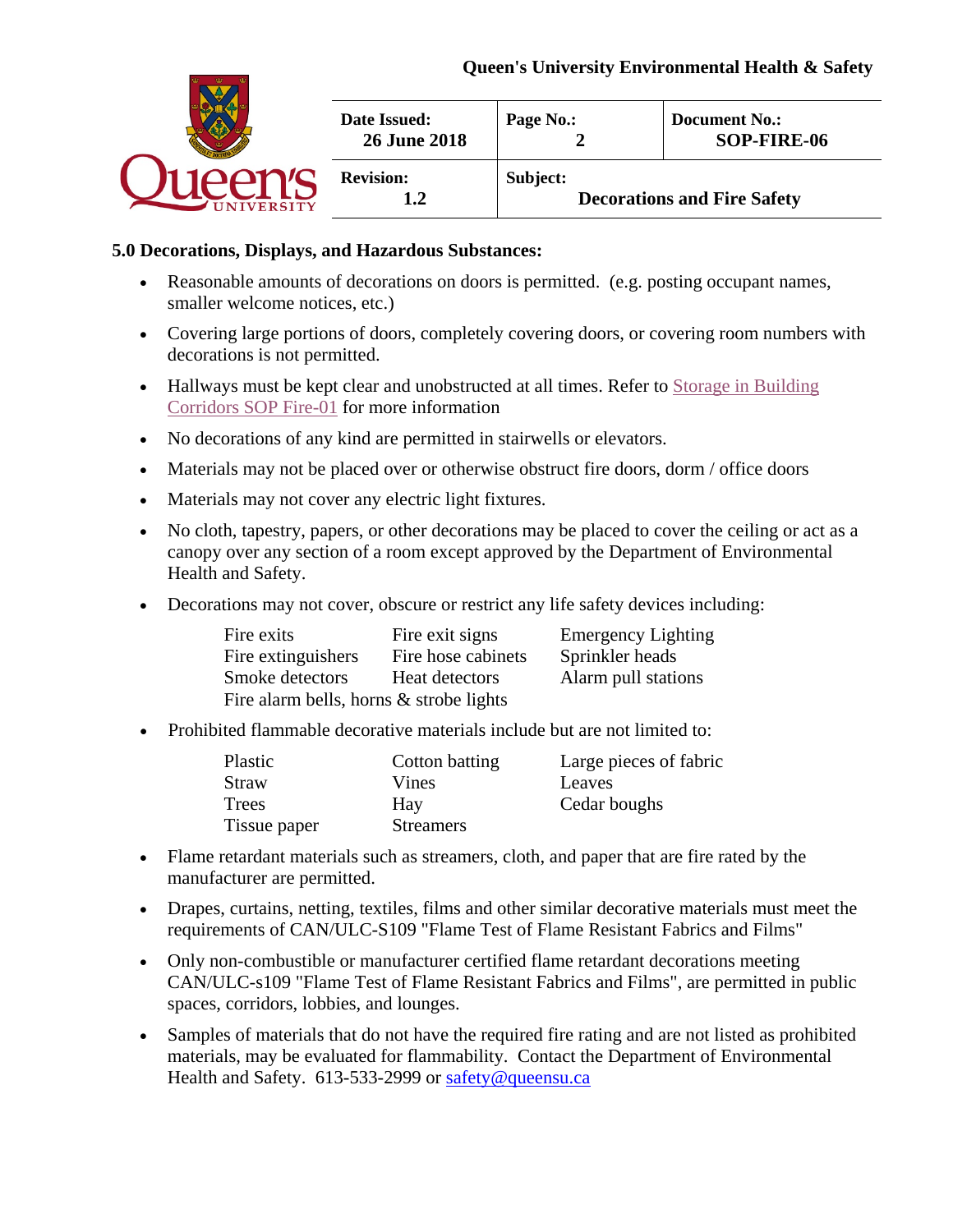## 5.0 Decorations, Displays, and Hazardous Substances:

- Reasonable amounts of decorations on doors is permitted. (e.g. posting occupant names, smaller welcome notices, etc.)
- Covering large portions of doors, completely covering doors, or covering room numbers with decorations is not permitted.
- Hallways must be kept clear and unobstructed at all times. Refer to Storage in Building Corridors SOP Fire-01 for more information
- No decorations of any kind are permitted in stairwells or elevators.
- Materials may not be placed over or otherwise obstruct fire doors, dorm / office doors
- Materials may not cover any electric light fixtures.
- No cloth, tapestry, papers, or other decorations may be placed to cover the ceiling or act as a canopy over any section of a room except approved by the Department of Environmental Health and Safety.
- Decorations may not cover, obscure or restrict any life safety devices including:

| | | |
|---|---|---|
| Fire exits | Fire exit signs | Emergency Lighting |
| Fire extinguishers | Fire hose cabinets | Sprinkler heads |
| Smoke detectors | Heat detectors | Alarm pull stations |
| Fire alarm bells, horns & strobe lights | | |

- Prohibited flammable decorative materials include but are not limited to:

| | | |
|---|---|---|
| Plastic | Cotton batting | Large pieces of fabric |
| Straw | Vines | Leaves |
| Trees | Hay | Cedar boughs |
| Tissue paper | Streamers | |

- Flame retardant materials such as streamers, cloth, and paper that are fire rated by the manufacturer are permitted.
- Drapes, curtains, netting, textiles, films and other similar decorative materials must meet the requirements of CAN/ULC-S109 "Flame Test of Flame Resistant Fabrics and Films"
- Only non-combustible or manufacturer certified flame retardant decorations meeting CAN/ULC-s109 "Flame Test of Flame Resistant Fabrics and Films", are permitted in public spaces, corridors, lobbies, and lounges.
- Samples of materials that do not have the required fire rating and are not listed as prohibited materials, may be evaluated for flammability. Contact the Department of Environmental Health and Safety. 613-533-2999 or safety@queensu.ca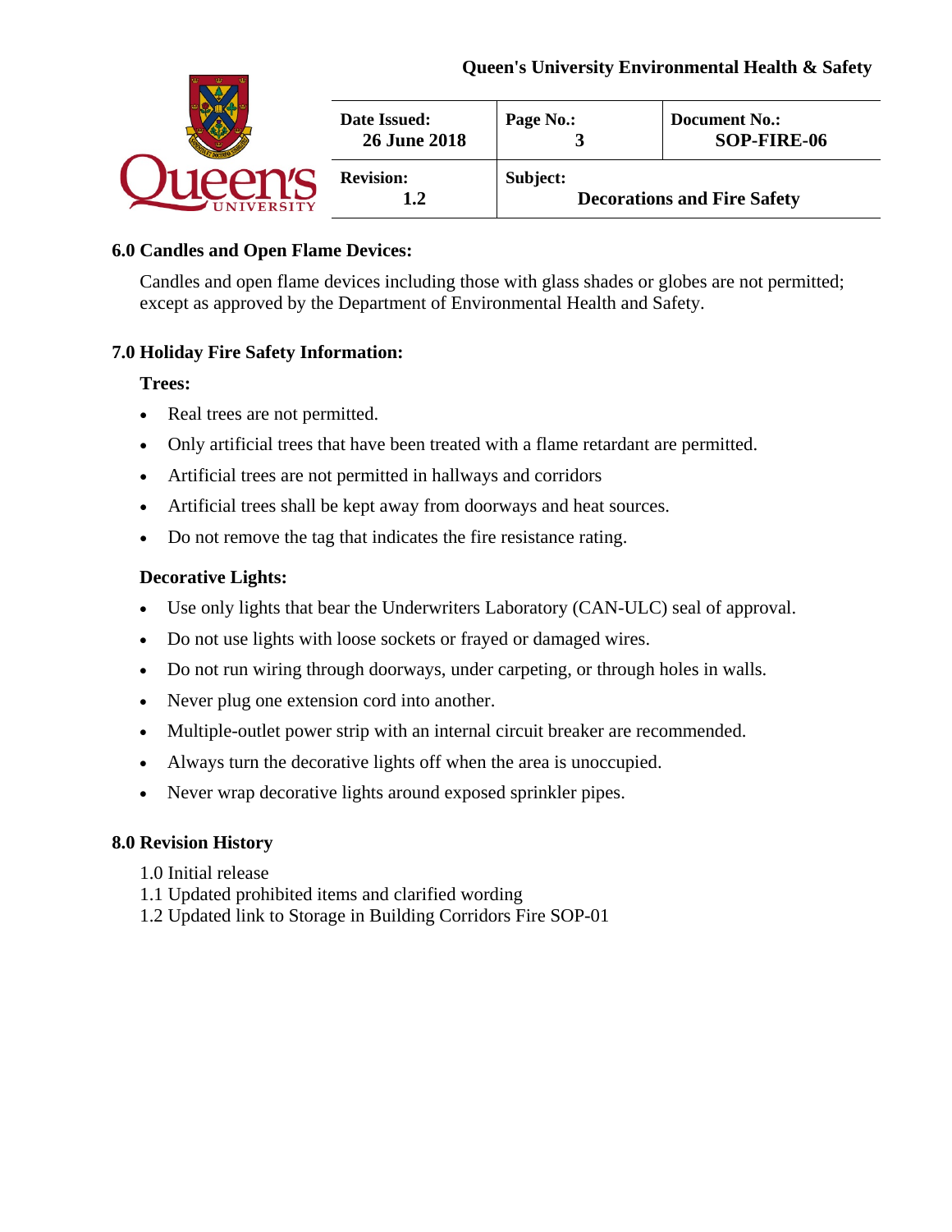## 6.0 Candles and Open Flame Devices:

Candles and open flame devices including those with glass shades or globes are not permitted; except as approved by the Department of Environmental Health and Safety.

## 7.0 Holiday Fire Safety Information:

### Trees:

- Real trees are not permitted.
- Only artificial trees that have been treated with a flame retardant are permitted.
- Artificial trees are not permitted in hallways and corridors
- Artificial trees shall be kept away from doorways and heat sources.
- Do not remove the tag that indicates the fire resistance rating.

### Decorative Lights:

- Use only lights that bear the Underwriters Laboratory (CAN-ULC) seal of approval.
- Do not use lights with loose sockets or frayed or damaged wires.
- Do not run wiring through doorways, under carpeting, or through holes in walls.
- Never plug one extension cord into another.
- Multiple-outlet power strip with an internal circuit breaker are recommended.
- Always turn the decorative lights off when the area is unoccupied.
- Never wrap decorative lights around exposed sprinkler pipes.

## 8.0 Revision History

1.0 Initial release
1.1 Updated prohibited items and clarified wording
1.2 Updated link to Storage in Building Corridors Fire SOP-01